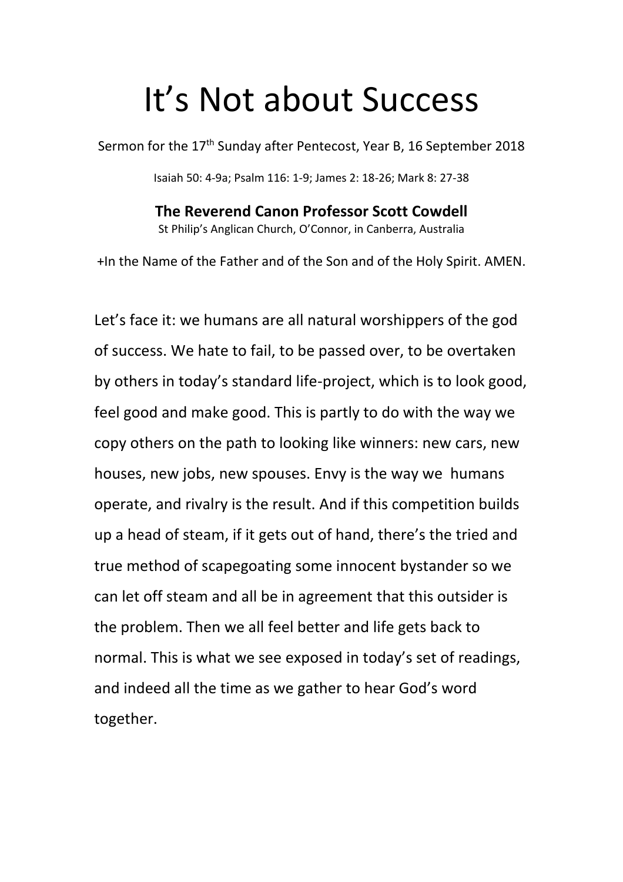# It's Not about Success

Sermon for the 17th Sunday after Pentecost, Year B, 16 September 2018

Isaiah 50: 4-9a; Psalm 116: 1-9; James 2: 18-26; Mark 8: 27-38

**The Reverend Canon Professor Scott Cowdell**

St Philip's Anglican Church, O'Connor, in Canberra, Australia

+In the Name of the Father and of the Son and of the Holy Spirit. AMEN.

Let's face it: we humans are all natural worshippers of the god of success. We hate to fail, to be passed over, to be overtaken by others in today's standard life-project, which is to look good, feel good and make good. This is partly to do with the way we copy others on the path to looking like winners: new cars, new houses, new jobs, new spouses. Envy is the way we humans operate, and rivalry is the result. And if this competition builds up a head of steam, if it gets out of hand, there's the tried and true method of scapegoating some innocent bystander so we can let off steam and all be in agreement that this outsider is the problem. Then we all feel better and life gets back to normal. This is what we see exposed in today's set of readings, and indeed all the time as we gather to hear God's word together.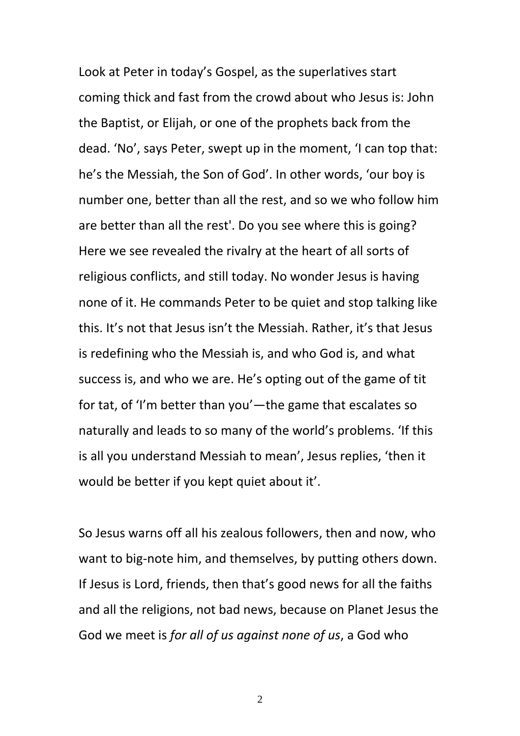Look at Peter in today's Gospel, as the superlatives start coming thick and fast from the crowd about who Jesus is: John the Baptist, or Elijah, or one of the prophets back from the dead. 'No', says Peter, swept up in the moment, 'I can top that: he's the Messiah, the Son of God'. In other words, 'our boy is number one, better than all the rest, and so we who follow him are better than all the rest'. Do you see where this is going? Here we see revealed the rivalry at the heart of all sorts of religious conflicts, and still today. No wonder Jesus is having none of it. He commands Peter to be quiet and stop talking like this. It's not that Jesus isn't the Messiah. Rather, it's that Jesus is redefining who the Messiah is, and who God is, and what success is, and who we are. He's opting out of the game of tit for tat, of 'I'm better than you'—the game that escalates so naturally and leads to so many of the world's problems. 'If this is all you understand Messiah to mean', Jesus replies, 'then it would be better if you kept quiet about it'.

So Jesus warns off all his zealous followers, then and now, who want to big-note him, and themselves, by putting others down. If Jesus is Lord, friends, then that's good news for all the faiths and all the religions, not bad news, because on Planet Jesus the God we meet is *for all of us against none of us*, a God who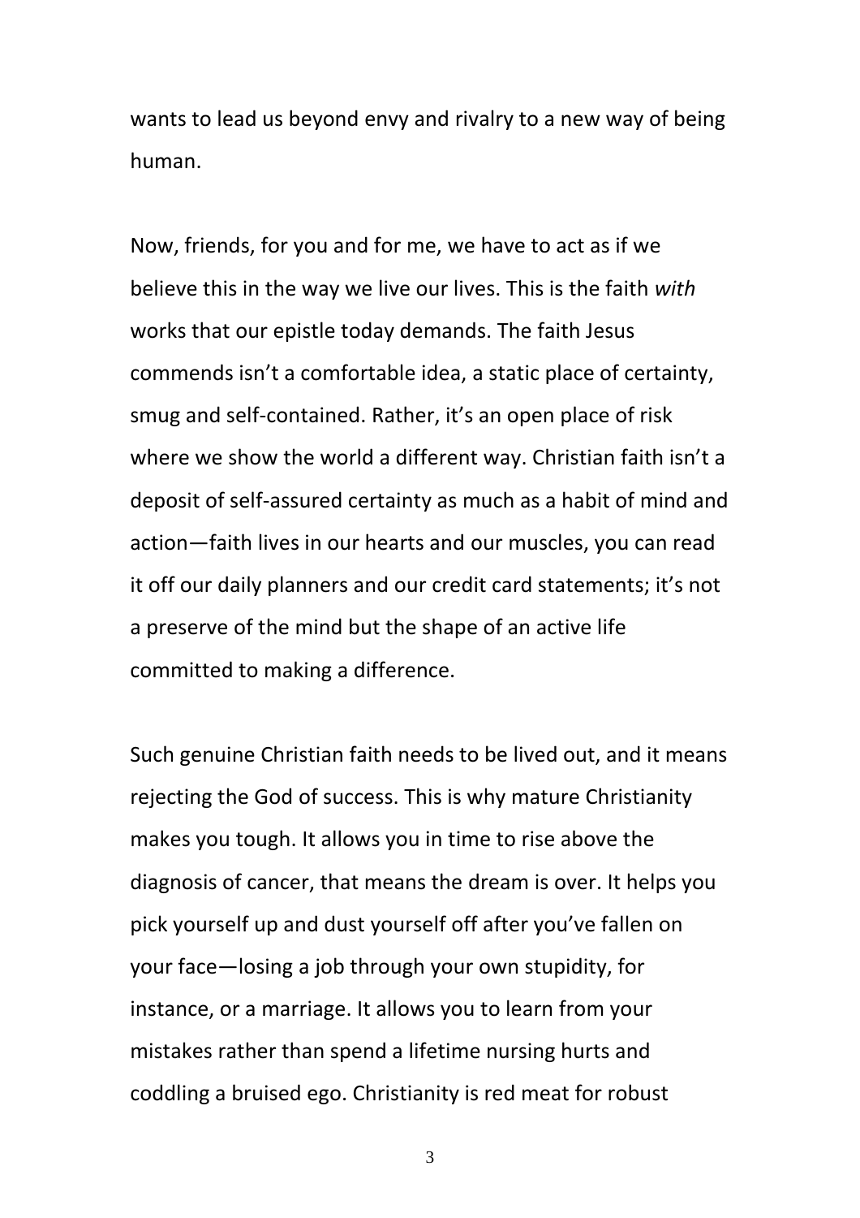wants to lead us beyond envy and rivalry to a new way of being human.

Now, friends, for you and for me, we have to act as if we believe this in the way we live our lives. This is the faith *with* works that our epistle today demands. The faith Jesus commends isn't a comfortable idea, a static place of certainty, smug and self-contained. Rather, it's an open place of risk where we show the world a different way. Christian faith isn't a deposit of self-assured certainty as much as a habit of mind and action—faith lives in our hearts and our muscles, you can read it off our daily planners and our credit card statements; it's not a preserve of the mind but the shape of an active life committed to making a difference.

Such genuine Christian faith needs to be lived out, and it means rejecting the God of success. This is why mature Christianity makes you tough. It allows you in time to rise above the diagnosis of cancer, that means the dream is over. It helps you pick yourself up and dust yourself off after you've fallen on your face—losing a job through your own stupidity, for instance, or a marriage. It allows you to learn from your mistakes rather than spend a lifetime nursing hurts and coddling a bruised ego. Christianity is red meat for robust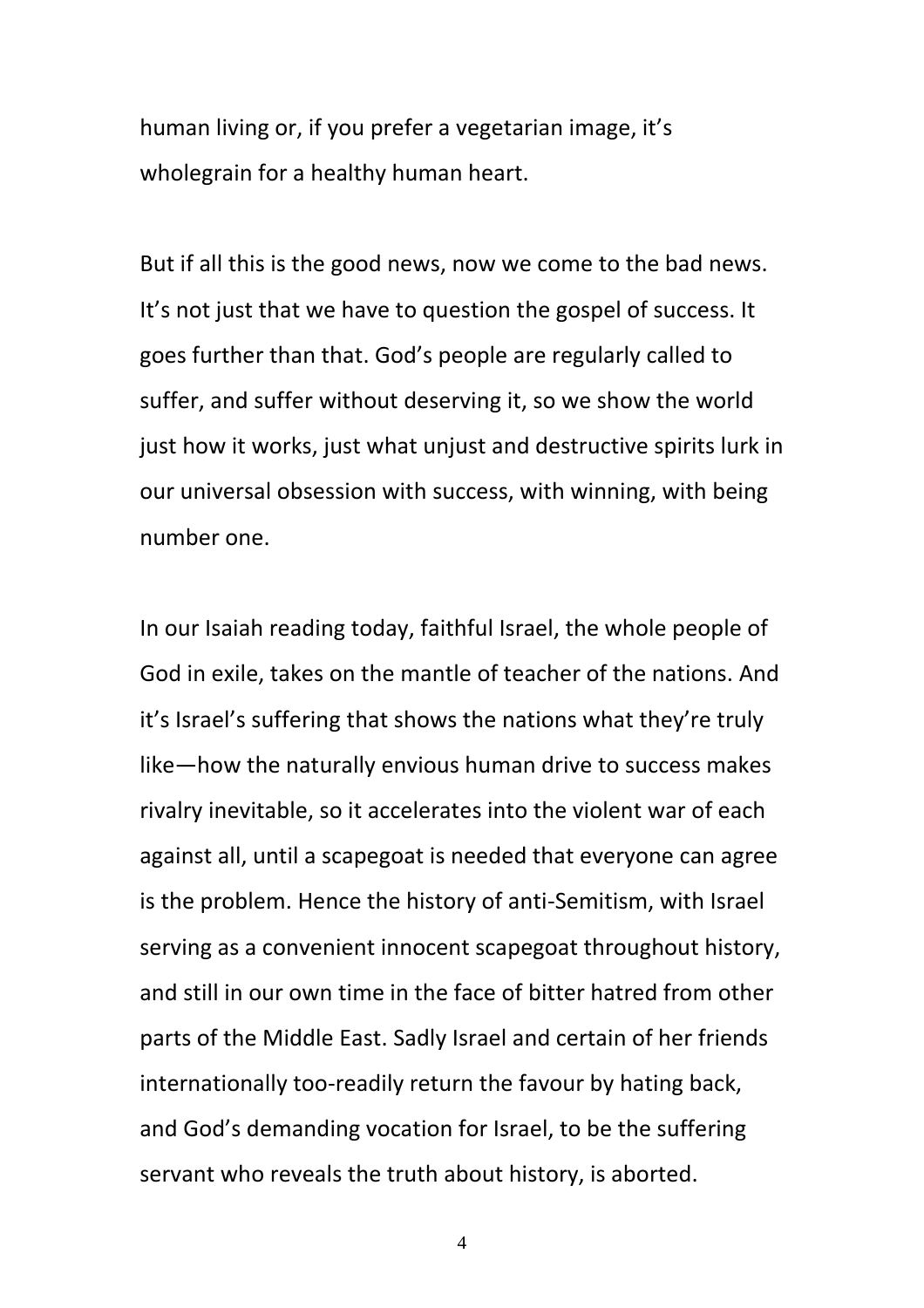human living or, if you prefer a vegetarian image, it's wholegrain for a healthy human heart.

But if all this is the good news, now we come to the bad news. It's not just that we have to question the gospel of success. It goes further than that. God's people are regularly called to suffer, and suffer without deserving it, so we show the world just how it works, just what unjust and destructive spirits lurk in our universal obsession with success, with winning, with being number one.

In our Isaiah reading today, faithful Israel, the whole people of God in exile, takes on the mantle of teacher of the nations. And it's Israel's suffering that shows the nations what they're truly like—how the naturally envious human drive to success makes rivalry inevitable, so it accelerates into the violent war of each against all, until a scapegoat is needed that everyone can agree is the problem. Hence the history of anti-Semitism, with Israel serving as a convenient innocent scapegoat throughout history, and still in our own time in the face of bitter hatred from other parts of the Middle East. Sadly Israel and certain of her friends internationally too-readily return the favour by hating back, and God's demanding vocation for Israel, to be the suffering servant who reveals the truth about history, is aborted.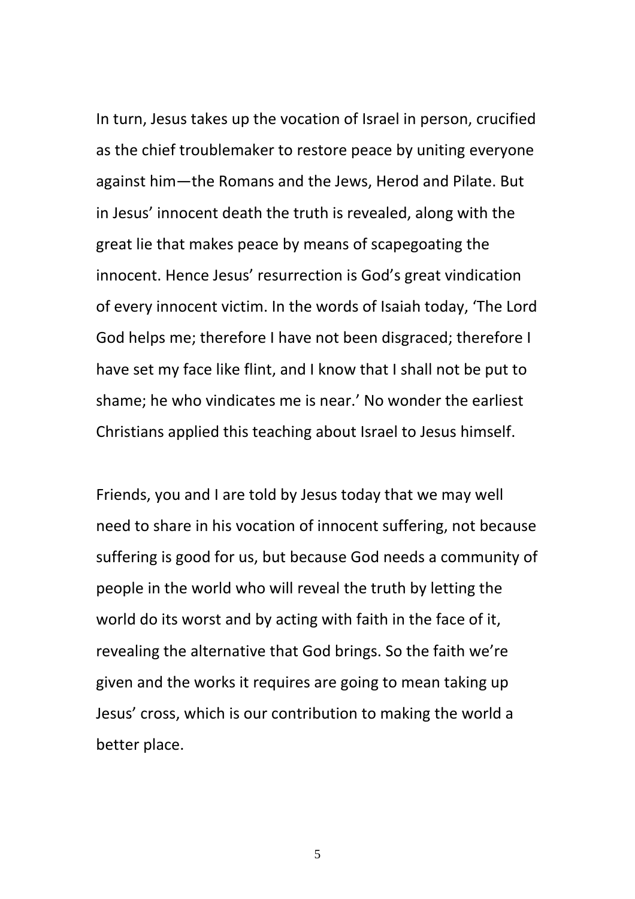In turn, Jesus takes up the vocation of Israel in person, crucified as the chief troublemaker to restore peace by uniting everyone against him—the Romans and the Jews, Herod and Pilate. But in Jesus' innocent death the truth is revealed, along with the great lie that makes peace by means of scapegoating the innocent. Hence Jesus' resurrection is God's great vindication of every innocent victim. In the words of Isaiah today, 'The Lord God helps me; therefore I have not been disgraced; therefore I have set my face like flint, and I know that I shall not be put to shame; he who vindicates me is near.' No wonder the earliest Christians applied this teaching about Israel to Jesus himself.

Friends, you and I are told by Jesus today that we may well need to share in his vocation of innocent suffering, not because suffering is good for us, but because God needs a community of people in the world who will reveal the truth by letting the world do its worst and by acting with faith in the face of it, revealing the alternative that God brings. So the faith we're given and the works it requires are going to mean taking up Jesus' cross, which is our contribution to making the world a better place.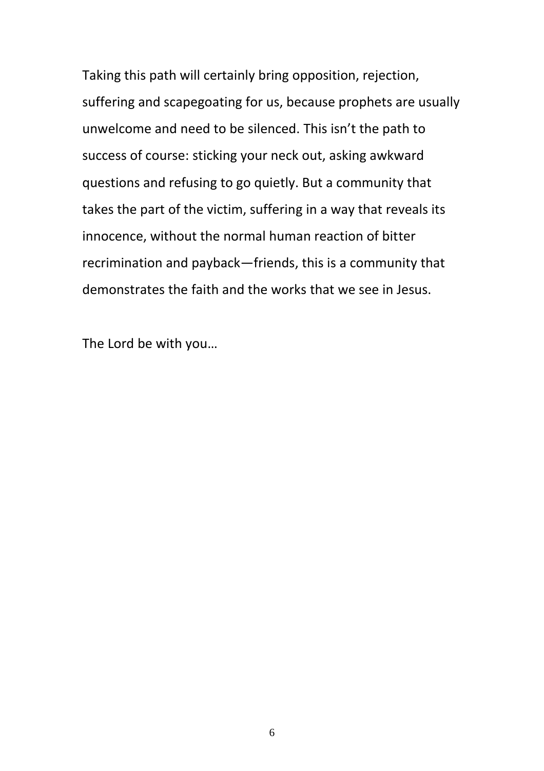Taking this path will certainly bring opposition, rejection, suffering and scapegoating for us, because prophets are usually unwelcome and need to be silenced. This isn't the path to success of course: sticking your neck out, asking awkward questions and refusing to go quietly. But a community that takes the part of the victim, suffering in a way that reveals its innocence, without the normal human reaction of bitter recrimination and payback—friends, this is a community that demonstrates the faith and the works that we see in Jesus.

The Lord be with you…